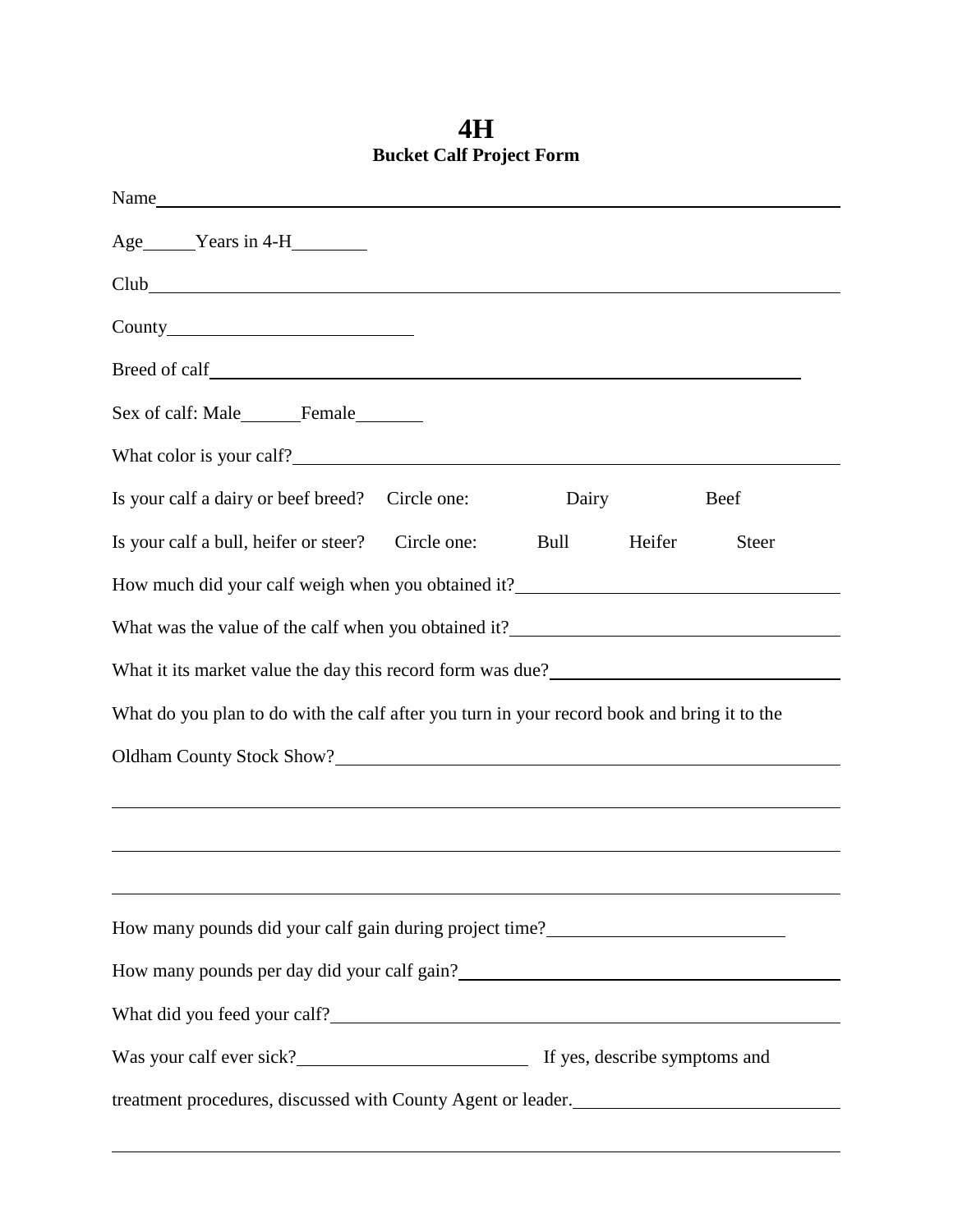# 4H

## Bucket Calf Project Form

Name\_\_\_\_\_\_\_\_\_\_\_\_\_\_\_\_\_\_\_\_\_\_\_\_\_\_\_\_\_\_\_\_\_\_\_\_\_\_\_\_\_\_\_\_\_\_\_\_\_\_\_\_\_\_\_\_\_\_\_\_

Age\_\_\_\_\_\_Years in 4-H\_\_\_\_\_\_\_\_

Club\_\_\_\_\_\_\_\_\_\_\_\_\_\_\_\_\_\_\_\_\_\_\_\_\_\_\_\_\_\_\_\_\_\_\_\_\_\_\_\_\_\_\_\_\_\_\_\_\_\_\_\_\_\_\_\_\_\_\_\_

County\_\_\_\_\_\_\_\_\_\_\_\_\_\_\_\_\_\_\_\_\_\_\_\_\_\_

Breed of calf\_\_\_\_\_\_\_\_\_\_\_\_\_\_\_\_\_\_\_\_\_\_\_\_\_\_\_\_\_\_\_\_\_\_\_\_\_\_\_\_\_\_\_\_\_\_\_\_\_\_\_\_\_\_

Sex of calf: Male\_\_\_\_\_\_\_Female\_\_\_\_\_\_\_\_

What color is your calf?\_\_\_\_\_\_\_\_\_\_\_\_\_\_\_\_\_\_\_\_\_\_\_\_\_\_\_\_\_\_\_\_\_\_\_\_\_\_\_\_\_\_\_\_\_\_\_\_\_\_

Is your calf a dairy or beef breed? Circle one: Dairy Beef

Is your calf a bull, heifer or steer? Circle one: Bull Heifer Steer

How much did your calf weigh when you obtained it?\_\_\_\_\_\_\_\_\_\_\_\_\_\_\_\_\_\_\_\_\_\_\_\_\_\_\_\_\_\_\_\_\_\_

What was the value of the calf when you obtained it?\_\_\_\_\_\_\_\_\_\_\_\_\_\_\_\_\_\_\_\_\_\_\_\_\_\_\_\_\_\_\_\_\_\_

What it its market value the day this record form was due?\_\_\_\_\_\_\_\_\_\_\_\_\_\_\_\_\_\_\_\_\_\_\_\_\_\_\_\_\_\_\_\_

What do you plan to do with the calf after you turn in your record book and bring it to the Oldham County Stock Show?\_\_\_\_\_\_\_\_\_\_\_\_\_\_\_\_\_\_\_\_\_\_\_\_\_\_\_\_\_\_\_\_\_\_\_\_\_\_\_\_\_\_\_\_\_\_

\_\_\_\_\_\_\_\_\_\_\_\_\_\_\_\_\_\_\_\_\_\_\_\_\_\_\_\_\_\_\_\_\_\_\_\_\_\_\_\_\_\_\_\_\_\_\_\_\_\_\_\_\_\_\_\_\_\_\_\_\_\_\_\_\_\_\_\_\_\_

\_\_\_\_\_\_\_\_\_\_\_\_\_\_\_\_\_\_\_\_\_\_\_\_\_\_\_\_\_\_\_\_\_\_\_\_\_\_\_\_\_\_\_\_\_\_\_\_\_\_\_\_\_\_\_\_\_\_\_\_\_\_\_\_\_\_\_\_\_\_

\_\_\_\_\_\_\_\_\_\_\_\_\_\_\_\_\_\_\_\_\_\_\_\_\_\_\_\_\_\_\_\_\_\_\_\_\_\_\_\_\_\_\_\_\_\_\_\_\_\_\_\_\_\_\_\_\_\_\_\_\_\_\_\_\_\_\_\_\_\_

How many pounds did your calf gain during project time?\_\_\_\_\_\_\_\_\_\_\_\_\_\_\_\_\_\_\_\_\_\_\_\_\_\_

How many pounds per day did your calf gain?\_\_\_\_\_\_\_\_\_\_\_\_\_\_\_\_\_\_\_\_\_\_\_\_\_\_\_\_\_\_\_\_\_\_\_\_\_\_\_\_

What did you feed your calf?\_\_\_\_\_\_\_\_\_\_\_\_\_\_\_\_\_\_\_\_\_\_\_\_\_\_\_\_\_\_\_\_\_\_\_\_\_\_\_\_\_\_\_\_\_\_\_\_\_\_\_\_

Was your calf ever sick?\_\_\_\_\_\_\_\_\_\_\_\_\_\_\_\_\_\_\_\_\_\_\_\_\_\_ If yes, describe symptoms and treatment procedures, discussed with County Agent or leader.\_\_\_\_\_\_\_\_\_\_\_\_\_\_\_\_\_\_\_\_\_\_\_\_\_\_\_\_\_\_

\_\_\_\_\_\_\_\_\_\_\_\_\_\_\_\_\_\_\_\_\_\_\_\_\_\_\_\_\_\_\_\_\_\_\_\_\_\_\_\_\_\_\_\_\_\_\_\_\_\_\_\_\_\_\_\_\_\_\_\_\_\_\_\_\_\_\_\_\_\_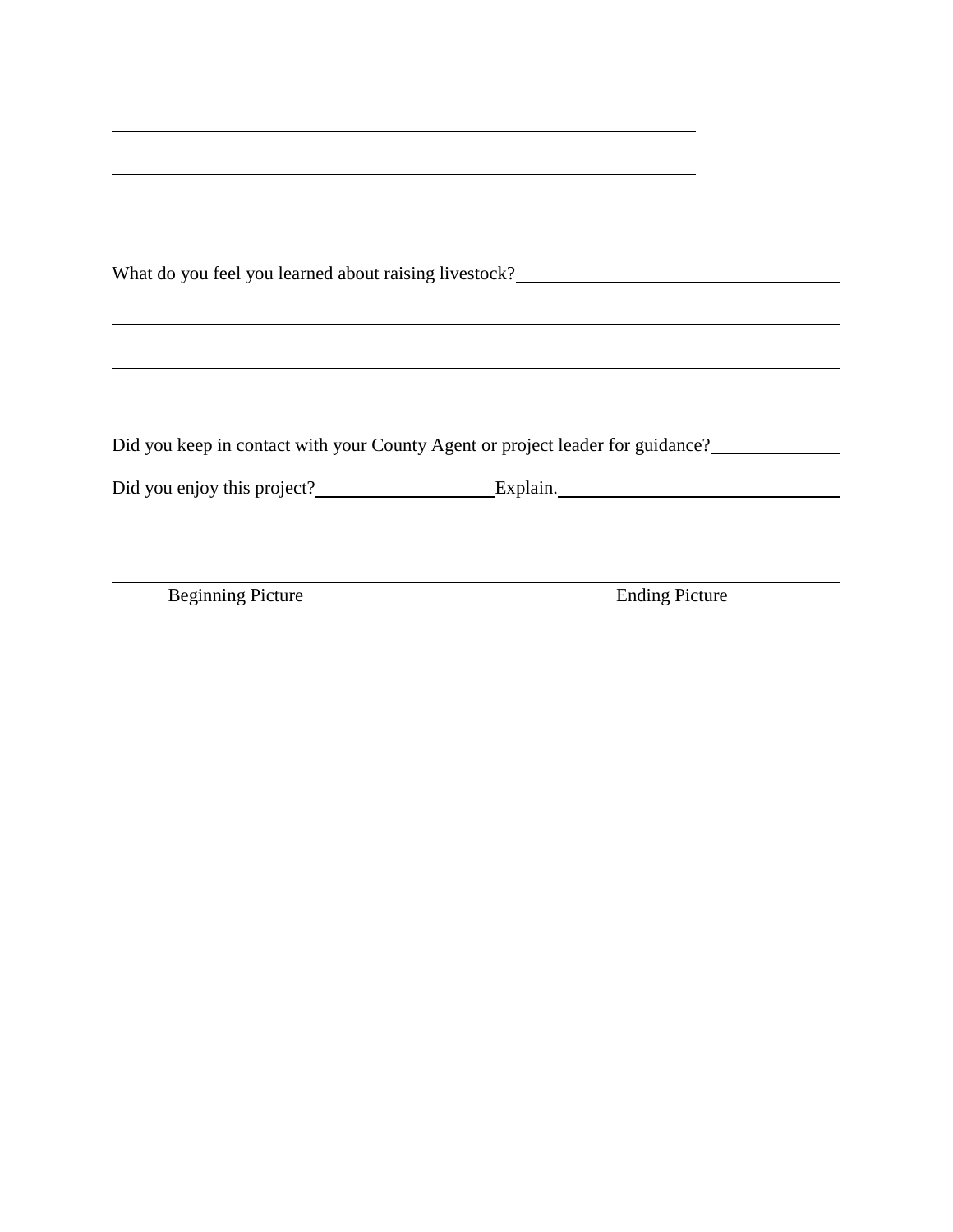What do you feel you learned about raising livestock?

Did you keep in contact with your County Agent or project leader for guidance?

Did you enjoy this project? Explain.

Beginning Picture

Ending Picture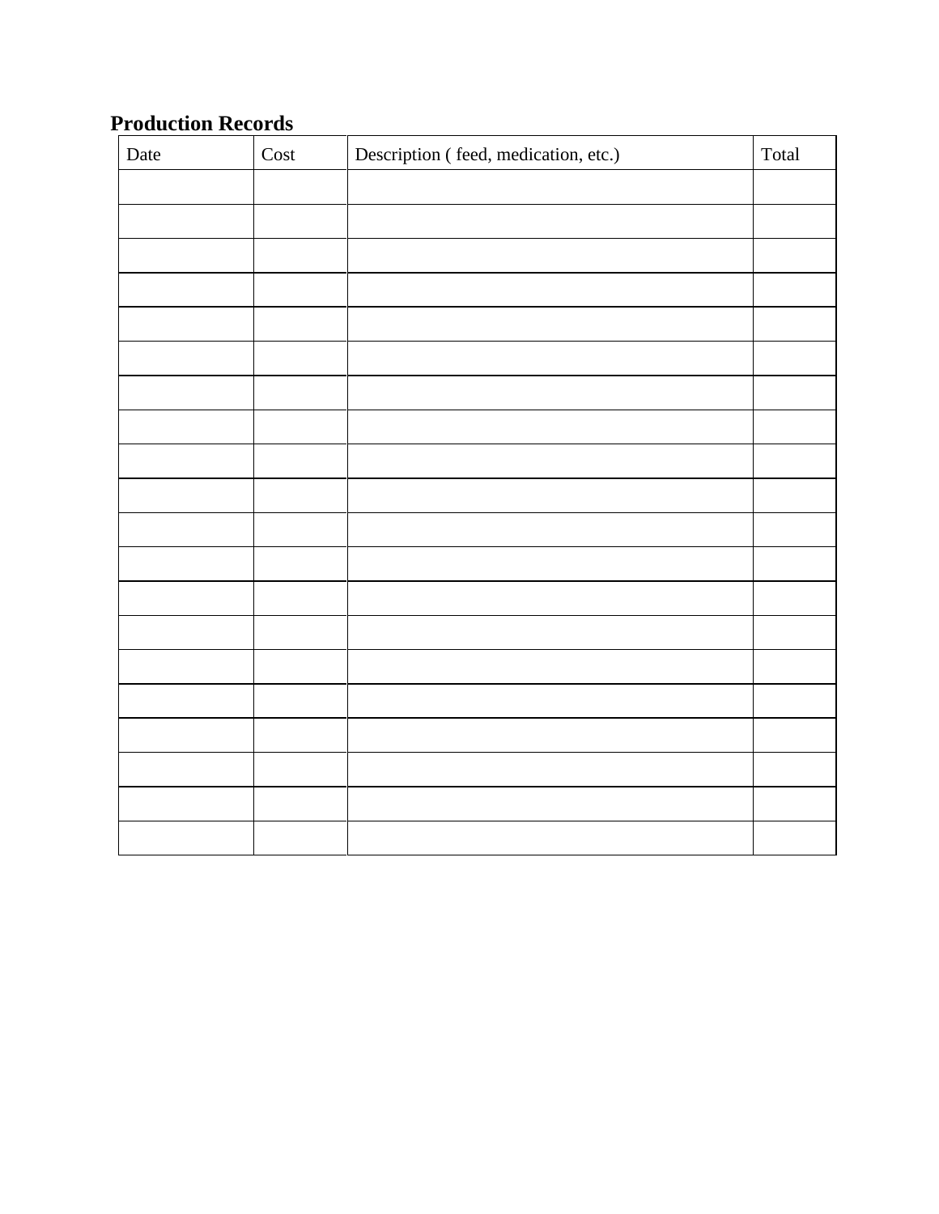**Production Records**

| Date | Cost | Description ( feed, medication, etc.) | Total |
|---|---|---|---|
| | | | |
| | | | |
| | | | |
| | | | |
| | | | |
| | | | |
| | | | |
| | | | |
| | | | |
| | | | |
| | | | |
| | | | |
| | | | |
| | | | |
| | | | |
| | | | |
| | | | |
| | | | |
| | | | |
| | | | |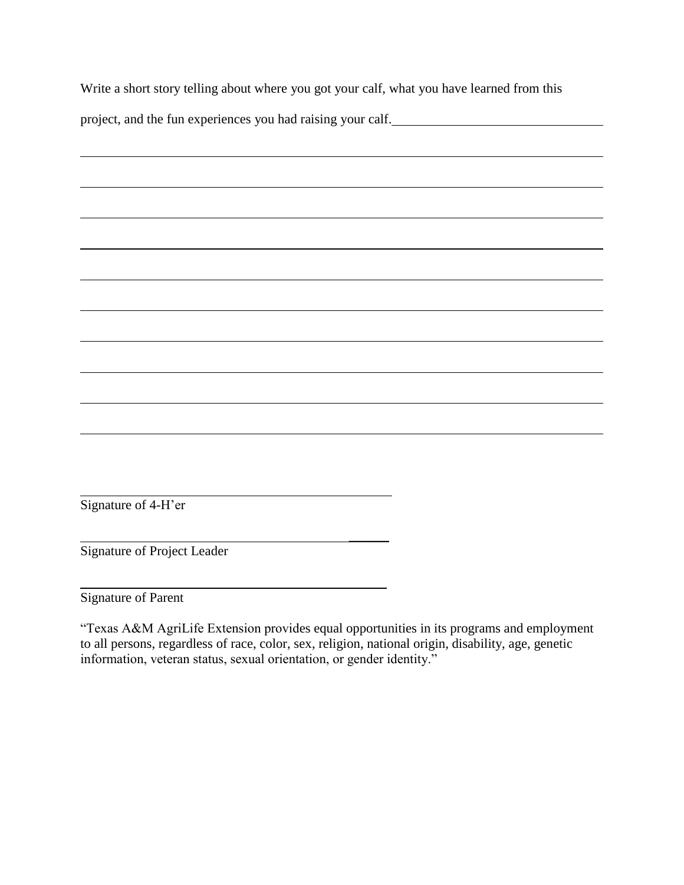Write a short story telling about where you got your calf, what you have learned from this project, and the fun experiences you had raising your calf.

Signature of 4-H'er

Signature of Project Leader

Signature of Parent

"Texas A&M AgriLife Extension provides equal opportunities in its programs and employment to all persons, regardless of race, color, sex, religion, national origin, disability, age, genetic information, veteran status, sexual orientation, or gender identity."